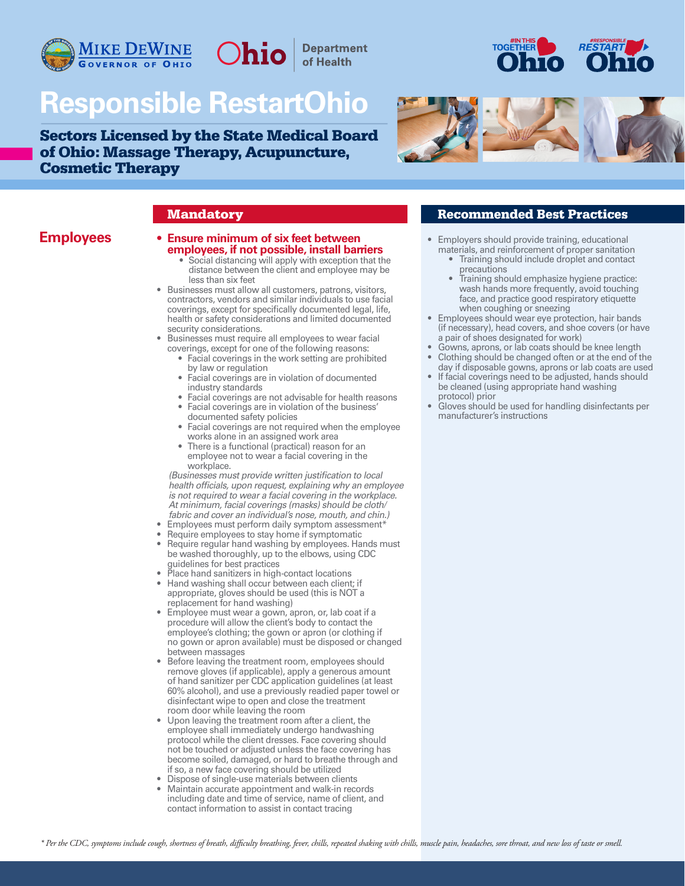Mike DeWine, Governor of Ohio | Ohio Department of Health

# Responsible RestartOhio

## Sectors Licensed by the State Medical Board of Ohio: Massage Therapy, Acupuncture, Cosmetic Therapy

### Employees

#### Mandatory

- **Ensure minimum of six feet between employees, if not possible, install barriers**
  - Social distancing will apply with exception that the distance between the client and employee may be less than six feet
- Businesses must allow all customers, patrons, visitors, contractors, vendors and similar individuals to use facial coverings, except for specifically documented legal, life, health or safety considerations and limited documented security considerations.
- Businesses must require all employees to wear facial coverings, except for one of the following reasons:
  - Facial coverings in the work setting are prohibited by law or regulation
  - Facial coverings are in violation of documented industry standards
  - Facial coverings are not advisable for health reasons
  - Facial coverings are in violation of the business' documented safety policies
  - Facial coverings are not required when the employee works alone in an assigned work area
  - There is a functional (practical) reason for an employee not to wear a facial covering in the workplace.

  *(Businesses must provide written justification to local health officials, upon request, explaining why an employee is not required to wear a facial covering in the workplace. At minimum, facial coverings (masks) should be cloth/fabric and cover an individual's nose, mouth, and chin.)*
- Employees must perform daily symptom assessment*
- Require employees to stay home if symptomatic
- Require regular hand washing by employees. Hands must be washed thoroughly, up to the elbows, using CDC guidelines for best practices
- Place hand sanitizers in high-contact locations
- Hand washing shall occur between each client; if appropriate, gloves should be used (this is NOT a replacement for hand washing)
- Employee must wear a gown, apron, or, lab coat if a procedure will allow the client's body to contact the employee's clothing; the gown or apron (or clothing if no gown or apron available) must be disposed or changed between massages
- Before leaving the treatment room, employees should remove gloves (if applicable), apply a generous amount of hand sanitizer per CDC application guidelines (at least 60% alcohol), and use a previously readied paper towel or disinfectant wipe to open and close the treatment room door while leaving the room
- Upon leaving the treatment room after a client, the employee shall immediately undergo handwashing protocol while the client dresses. Face covering should not be touched or adjusted unless the face covering has become soiled, damaged, or hard to breathe through and if so, a new face covering should be utilized
- Dispose of single-use materials between clients
- Maintain accurate appointment and walk-in records including date and time of service, name of client, and contact information to assist in contact tracing

#### Recommended Best Practices

- Employers should provide training, educational materials, and reinforcement of proper sanitation
  - Training should include droplet and contact precautions
  - Training should emphasize hygiene practice: wash hands more frequently, avoid touching face, and practice good respiratory etiquette when coughing or sneezing
- Employees should wear eye protection, hair bands (if necessary), head covers, and shoe covers (or have a pair of shoes designated for work)
- Gowns, aprons, or lab coats should be knee length
- Clothing should be changed often or at the end of the day if disposable gowns, aprons or lab coats are used
- If facial coverings need to be adjusted, hands should be cleaned (using appropriate hand washing protocol) prior
- Gloves should be used for handling disinfectants per manufacturer's instructions

*\* Per the CDC, symptoms include cough, shortness of breath, difficulty breathing, fever, chills, repeated shaking with chills, muscle pain, headaches, sore throat, and new loss of taste or smell.*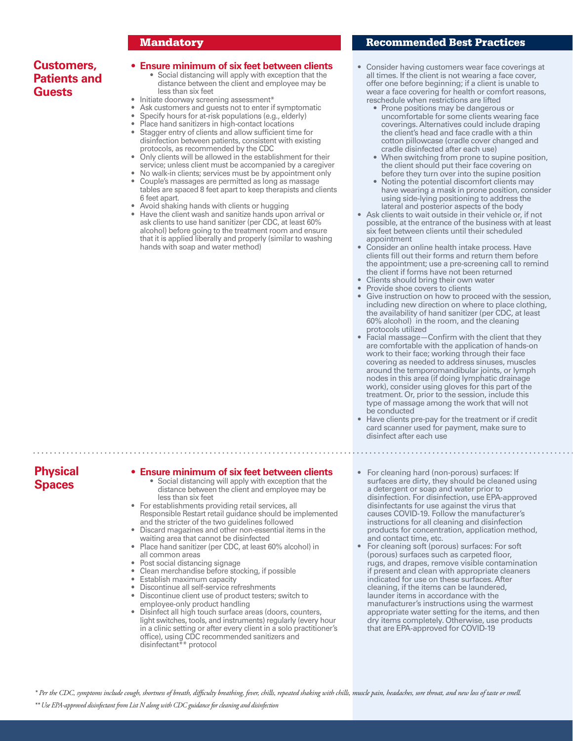## Customers, Patients and Guests

### Mandatory

- **Ensure minimum of six feet between clients**
  - Social distancing will apply with exception that the distance between the client and employee may be less than six feet
- Initiate doorway screening assessment*
- Ask customers and guests not to enter if symptomatic
- Specify hours for at-risk populations (e.g., elderly)
- Place hand sanitizers in high-contact locations
- Stagger entry of clients and allow sufficient time for disinfection between patients, consistent with existing protocols, as recommended by the CDC
- Only clients will be allowed in the establishment for their service; unless client must be accompanied by a caregiver
- No walk-in clients; services must be by appointment only
- Couple's massages are permitted as long as massage tables are spaced 8 feet apart to keep therapists and clients 6 feet apart.
- Avoid shaking hands with clients or hugging
- Have the client wash and sanitize hands upon arrival or ask clients to use hand sanitizer (per CDC, at least 60% alcohol) before going to the treatment room and ensure that it is applied liberally and properly (similar to washing hands with soap and water method)

### Recommended Best Practices

- Consider having customers wear face coverings at all times. If the client is not wearing a face cover, offer one before beginning; if a client is unable to wear a face covering for health or comfort reasons, reschedule when restrictions are lifted
  - Prone positions may be dangerous or uncomfortable for some clients wearing face coverings. Alternatives could include draping the client's head and face cradle with a thin cotton pillowcase (cradle cover changed and cradle disinfected after each use)
  - When switching from prone to supine position, the client should put their face covering on before they turn over into the supine position
  - Noting the potential discomfort clients may have wearing a mask in prone position, consider using side-lying positioning to address the lateral and posterior aspects of the body
- Ask clients to wait outside in their vehicle or, if not possible, at the entrance of the business with at least six feet between clients until their scheduled appointment
- Consider an online health intake process. Have clients fill out their forms and return them before the appointment; use a pre-screening call to remind the client if forms have not been returned
- Clients should bring their own water
- Provide shoe covers to clients
- Give instruction on how to proceed with the session, including new direction on where to place clothing, the availability of hand sanitizer (per CDC, at least 60% alcohol) in the room, and the cleaning protocols utilized
- Facial massage—Confirm with the client that they are comfortable with the application of hands-on work to their face; working through their face covering as needed to address sinuses, muscles around the temporomandibular joints, or lymph nodes in this area (if doing lymphatic drainage work), consider using gloves for this part of the treatment. Or, prior to the session, include this type of massage among the work that will not be conducted
- Have clients pre-pay for the treatment or if credit card scanner used for payment, make sure to disinfect after each use

## Physical Spaces

### Mandatory

- **Ensure minimum of six feet between clients**
  - Social distancing will apply with exception that the distance between the client and employee may be less than six feet
- For establishments providing retail services, all Responsible Restart retail guidance should be implemented and the stricter of the two guidelines followed
- Discard magazines and other non-essential items in the waiting area that cannot be disinfected
- Place hand sanitizer (per CDC, at least 60% alcohol) in all common areas
- Post social distancing signage
- Clean merchandise before stocking, if possible
- Establish maximum capacity
- Discontinue all self-service refreshments
- Discontinue client use of product testers; switch to employee-only product handling
- Disinfect all high touch surface areas (doors, counters, light switches, tools, and instruments) regularly (every hour in a clinic setting or after every client in a solo practitioner's office), using CDC recommended sanitizers and disinfectant** protocol

### Recommended Best Practices

- For cleaning hard (non-porous) surfaces: If surfaces are dirty, they should be cleaned using a detergent or soap and water prior to disinfection. For disinfection, use EPA-approved disinfectants for use against the virus that causes COVID-19. Follow the manufacturer's instructions for all cleaning and disinfection products for concentration, application method, and contact time, etc.
- For cleaning soft (porous) surfaces: For soft (porous) surfaces such as carpeted floor, rugs, and drapes, remove visible contamination if present and clean with appropriate cleaners indicated for use on these surfaces. After cleaning, if the items can be laundered, launder items in accordance with the manufacturer's instructions using the warmest appropriate water setting for the items, and then dry items completely. Otherwise, use products that are EPA-approved for COVID-19

*\* Per the CDC, symptoms include cough, shortness of breath, difficulty breathing, fever, chills, repeated shaking with chills, muscle pain, headaches, sore throat, and new loss of taste or smell.*

*\*\* Use EPA-approved disinfectant from List N along with CDC guidance for cleaning and disinfection*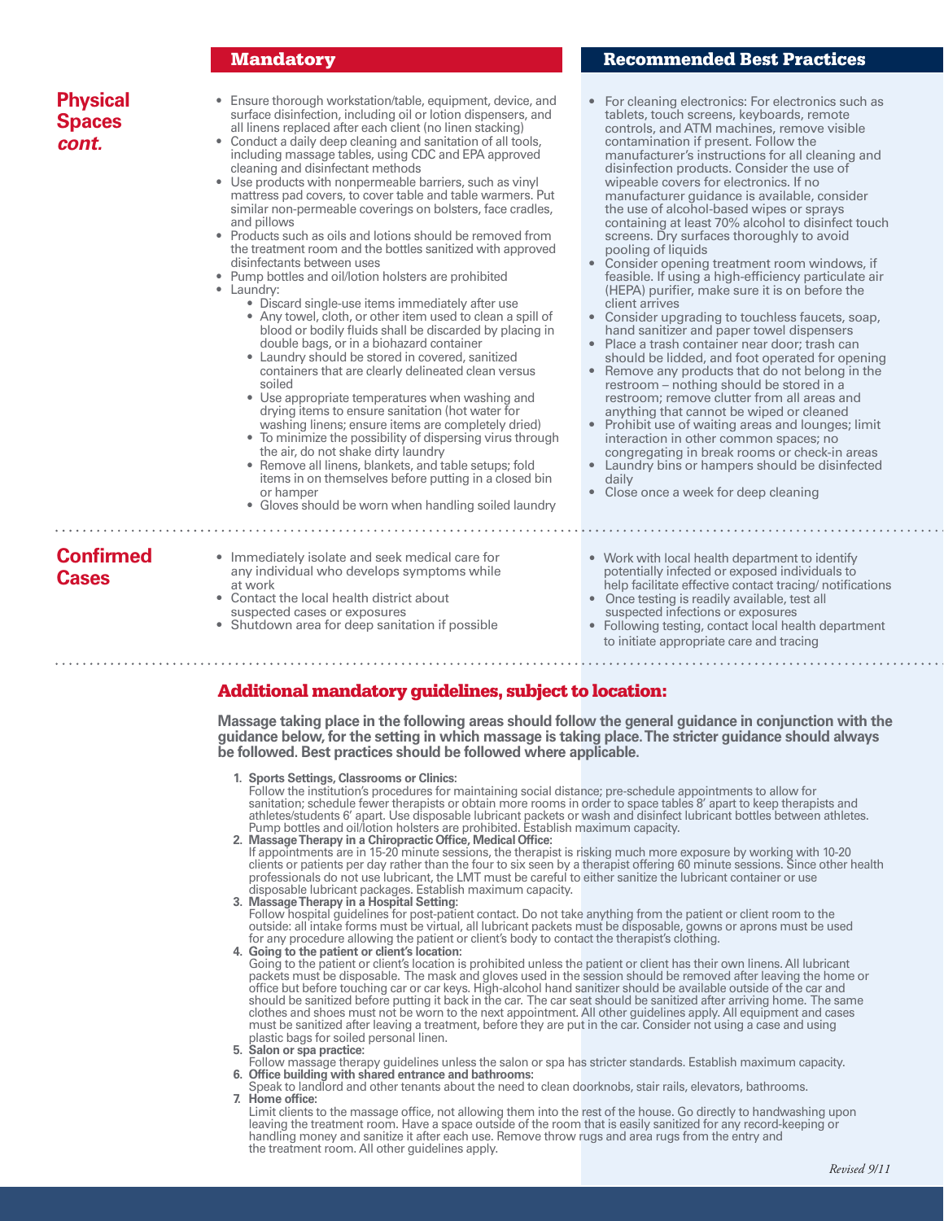## Physical Spaces *cont.*

### Mandatory

- Ensure thorough workstation/table, equipment, device, and surface disinfection, including oil or lotion dispensers, and all linens replaced after each client (no linen stacking)
- Conduct a daily deep cleaning and sanitation of all tools, including massage tables, using CDC and EPA approved cleaning and disinfectant methods
- Use products with nonpermeable barriers, such as vinyl mattress pad covers, to cover table and table warmers. Put similar non-permeable coverings on bolsters, face cradles, and pillows
- Products such as oils and lotions should be removed from the treatment room and the bottles sanitized with approved disinfectants between uses
- Pump bottles and oil/lotion holsters are prohibited
- Laundry:
  - Discard single-use items immediately after use
  - Any towel, cloth, or other item used to clean a spill of blood or bodily fluids shall be discarded by placing in double bags, or in a biohazard container
  - Laundry should be stored in covered, sanitized containers that are clearly delineated clean versus soiled
  - Use appropriate temperatures when washing and drying items to ensure sanitation (hot water for washing linens; ensure items are completely dried)
  - To minimize the possibility of dispersing virus through the air, do not shake dirty laundry
  - Remove all linens, blankets, and table setups; fold items in on themselves before putting in a closed bin or hamper
  - Gloves should be worn when handling soiled laundry

### Recommended Best Practices

- For cleaning electronics: For electronics such as tablets, touch screens, keyboards, remote controls, and ATM machines, remove visible contamination if present. Follow the manufacturer's instructions for all cleaning and disinfection products. Consider the use of wipeable covers for electronics. If no manufacturer guidance is available, consider the use of alcohol-based wipes or sprays containing at least 70% alcohol to disinfect touch screens. Dry surfaces thoroughly to avoid pooling of liquids
- Consider opening treatment room windows, if feasible. If using a high-efficiency particulate air (HEPA) purifier, make sure it is on before the client arrives
- Consider upgrading to touchless faucets, soap, hand sanitizer and paper towel dispensers
- Place a trash container near door; trash can should be lidded, and foot operated for opening
- Remove any products that do not belong in the restroom – nothing should be stored in a restroom; remove clutter from all areas and anything that cannot be wiped or cleaned
- Prohibit use of waiting areas and lounges; limit interaction in other common spaces; no congregating in break rooms or check-in areas
- Laundry bins or hampers should be disinfected daily
- Close once a week for deep cleaning

## Confirmed Cases

### Mandatory

- Immediately isolate and seek medical care for any individual who develops symptoms while at work
- Contact the local health district about suspected cases or exposures
- Shutdown area for deep sanitation if possible

### Recommended Best Practices

- Work with local health department to identify potentially infected or exposed individuals to help facilitate effective contact tracing/ notifications
- Once testing is readily available, test all suspected infections or exposures
- Following testing, contact local health department to initiate appropriate care and tracing

## Additional mandatory guidelines, subject to location:

**Massage taking place in the following areas should follow the general guidance in conjunction with the guidance below, for the setting in which massage is taking place. The stricter guidance should always be followed. Best practices should be followed where applicable.**

1. **Sports Settings, Classrooms or Clinics:**
   Follow the institution's procedures for maintaining social distance; pre-schedule appointments to allow for sanitation; schedule fewer therapists or obtain more rooms in order to space tables 8' apart to keep therapists and athletes/students 6' apart. Use disposable lubricant packets or wash and disinfect lubricant bottles between athletes. Pump bottles and oil/lotion holsters are prohibited. Establish maximum capacity.
2. **Massage Therapy in a Chiropractic Office, Medical Office:**
   If appointments are in 15-20 minute sessions, the therapist is risking much more exposure by working with 10-20 clients or patients per day rather than the four to six seen by a therapist offering 60 minute sessions. Since other health professionals do not use lubricant, the LMT must be careful to either sanitize the lubricant container or use disposable lubricant packages. Establish maximum capacity.
3. **Massage Therapy in a Hospital Setting:**
   Follow hospital guidelines for post-patient contact. Do not take anything from the patient or client room to the outside: all intake forms must be virtual, all lubricant packets must be disposable, gowns or aprons must be used for any procedure allowing the patient or client's body to contact the therapist's clothing.
4. **Going to the patient or client's location:**
   Going to the patient or client's location is prohibited unless the patient or client has their own linens. All lubricant packets must be disposable. The mask and gloves used in the session should be removed after leaving the home or office but before touching car or car keys. High-alcohol hand sanitizer should be available outside of the car and should be sanitized before putting it back in the car. The car seat should be sanitized after arriving home. The same clothes and shoes must not be worn to the next appointment. All other guidelines apply. All equipment and cases must be sanitized after leaving a treatment, before they are put in the car. Consider not using a case and using plastic bags for soiled personal linen.
5. **Salon or spa practice:**
   Follow massage therapy guidelines unless the salon or spa has stricter standards. Establish maximum capacity.
6. **Office building with shared entrance and bathrooms:**
   Speak to landlord and other tenants about the need to clean doorknobs, stair rails, elevators, bathrooms.
7. **Home office:**
   Limit clients to the massage office, not allowing them into the rest of the house. Go directly to handwashing upon leaving the treatment room. Have a space outside of the room that is easily sanitized for any record-keeping or handling money and sanitize it after each use. Remove throw rugs and area rugs from the entry and the treatment room. All other guidelines apply.

*Revised 9/11*